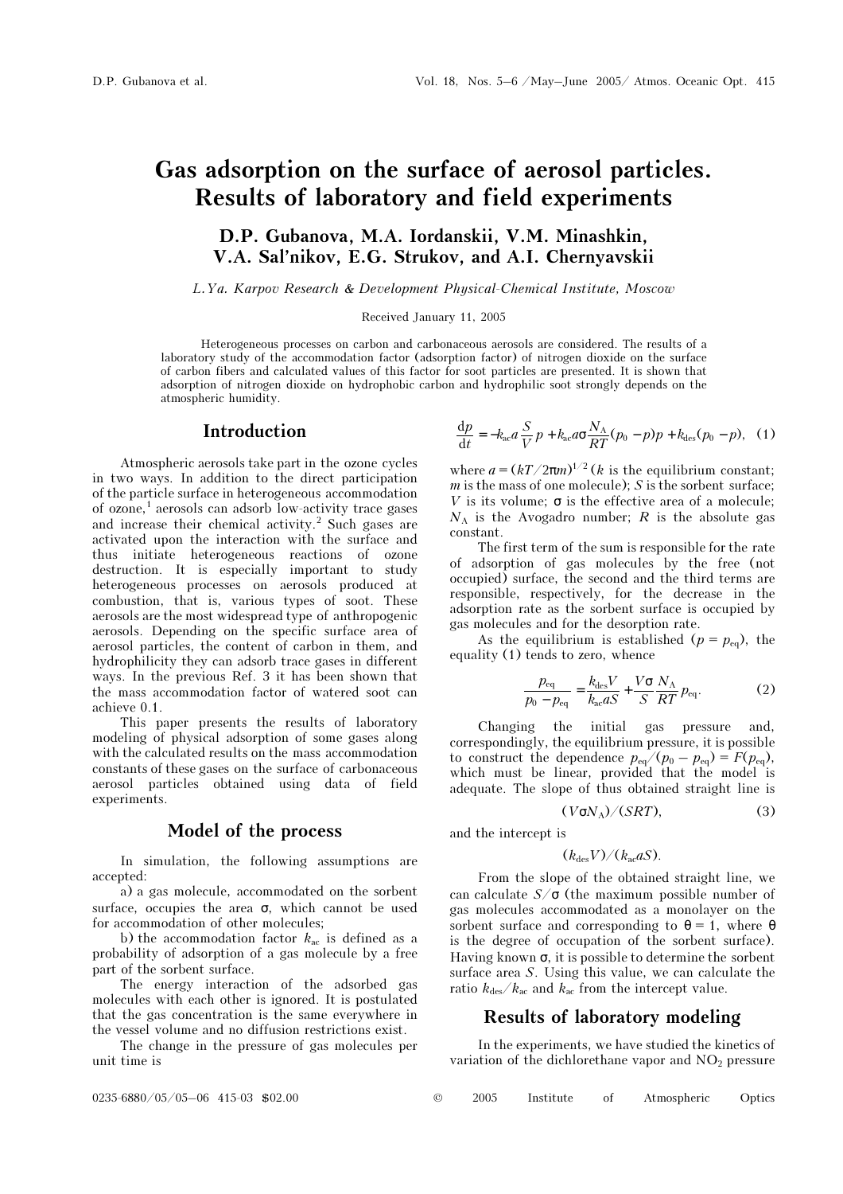# Gas adsorption on the surface of aerosol particles. Results of laboratory and field experiments

**D.P. Gubanova, M.A. Iordanskii, V.M. Minashkin, V.A. Sal'nikov, E.G. Strukov, and A.I. Chernyavskii**

*L.Ya. Karpov Research & Development Physical-Chemical Institute, Moscow*

Received January 11, 2005

Heterogeneous processes on carbon and carbonaceous aerosols are considered. The results of a laboratory study of the accommodation factor (adsorption factor) of nitrogen dioxide on the surface of carbon fibers and calculated values of this factor for soot particles are presented. It is shown that adsorption of nitrogen dioxide on hydrophobic carbon and hydrophilic soot strongly depends on the atmospheric humidity.

## Introduction

Atmospheric aerosols take part in the ozone cycles in two ways. In addition to the direct participation of the particle surface in heterogeneous accommodation of ozone,[1] aerosols can adsorb low-activity trace gases and increase their chemical activity.[2] Such gases are activated upon the interaction with the surface and thus initiate heterogeneous reactions of ozone destruction. It is especially important to study heterogeneous processes on aerosols produced at combustion, that is, various types of soot. These aerosols are the most widespread type of anthropogenic aerosols. Depending on the specific surface area of aerosol particles, the content of carbon in them, and hydrophilicity they can adsorb trace gases in different ways. In the previous Ref. 3 it has been shown that the mass accommodation factor of watered soot can achieve 0.1.

This paper presents the results of laboratory modeling of physical adsorption of some gases along with the calculated results on the mass accommodation constants of these gases on the surface of carbonaceous aerosol particles obtained using data of field experiments.

## Model of the process

In simulation, the following assumptions are accepted:

a) a gas molecule, accommodated on the sorbent surface, occupies the area σ, which cannot be used for accommodation of other molecules;

b) the accommodation factor $k_{ac}$ is defined as a probability of adsorption of a gas molecule by a free part of the sorbent surface.

The energy interaction of the adsorbed gas molecules with each other is ignored. It is postulated that the gas concentration is the same everywhere in the vessel volume and no diffusion restrictions exist.

The change in the pressure of gas molecules per unit time is

$$\frac{dp}{dt} = -k_{ac}a\frac{S}{V}p + k_{ac}a\sigma\frac{N_A}{RT}(p_0 - p)p + k_{des}(p_0 - p), \quad (1)$$

where $a = (kT/2\pi m)^{1/2}$ ($k$ is the equilibrium constant; $m$ is the mass of one molecule); $S$ is the sorbent surface; $V$ is its volume; σ is the effective area of a molecule; $N_A$ is the Avogadro number; $R$ is the absolute gas constant.

The first term of the sum is responsible for the rate of adsorption of gas molecules by the free (not occupied) surface, the second and the third terms are responsible, respectively, for the decrease in the adsorption rate as the sorbent surface is occupied by gas molecules and for the desorption rate.

As the equilibrium is established ($p = p_{eq}$), the equality (1) tends to zero, whence

$$\frac{p_{eq}}{p_0 - p_{eq}} = \frac{k_{des}V}{k_{ac}aS} + \frac{V\sigma}{S}\frac{N_A}{RT}p_{eq}. \quad (2)$$

Changing the initial gas pressure and, correspondingly, the equilibrium pressure, it is possible to construct the dependence $p_{eq}/(p_0 - p_{eq}) = F(p_{eq})$, which must be linear, provided that the model is adequate. The slope of thus obtained straight line is

$$(V\sigma N_A)/(SRT), \quad (3)$$

and the intercept is

$$(k_{des}V)/(k_{ac}aS).$$

From the slope of the obtained straight line, we can calculate $S/\sigma$ (the maximum possible number of gas molecules accommodated as a monolayer on the sorbent surface and corresponding to $\theta = 1$, where θ is the degree of occupation of the sorbent surface). Having known σ, it is possible to determine the sorbent surface area $S$. Using this value, we can calculate the ratio $k_{des}/k_{ac}$ and $k_{ac}$ from the intercept value.

## Results of laboratory modeling

In the experiments, we have studied the kinetics of variation of the dichlorethane vapor and $NO_2$ pressure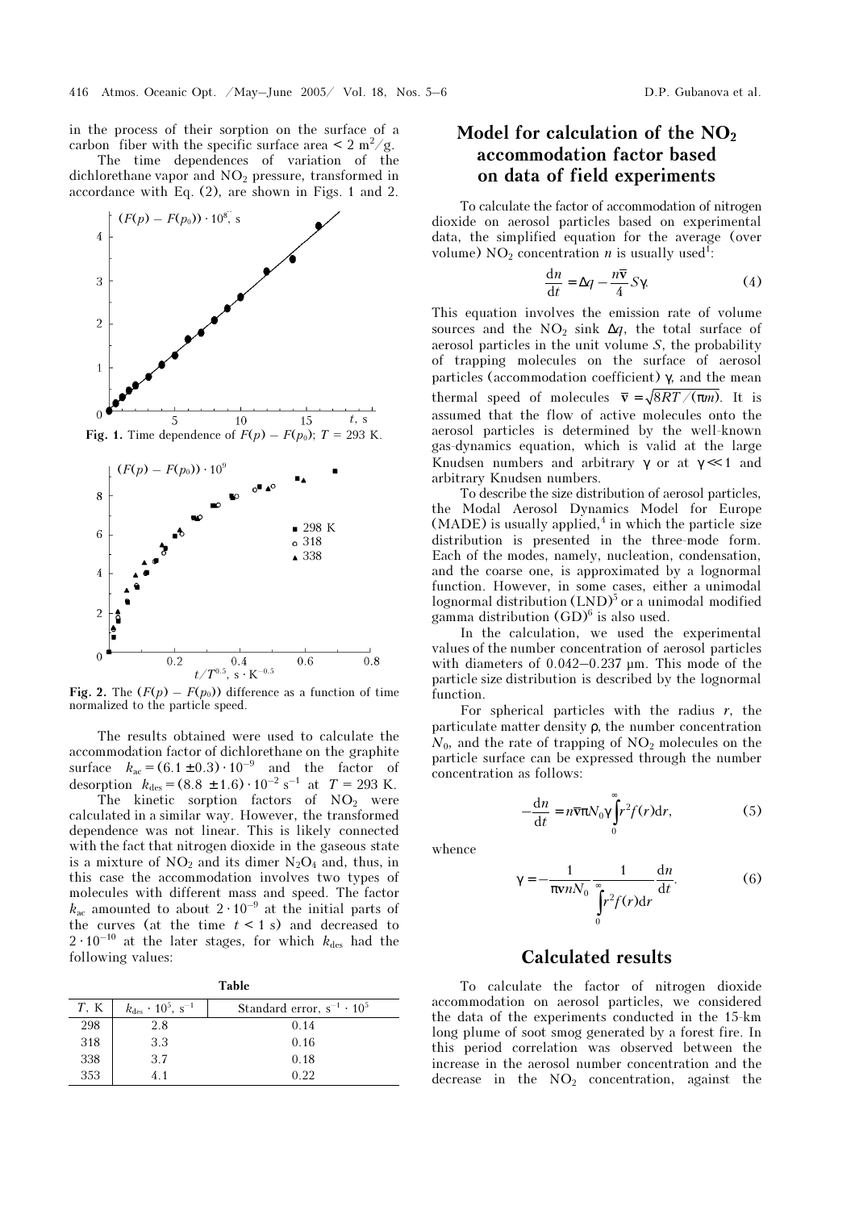in the process of their sorption on the surface of a carbon fiber with the specific surface area < 2 m²/g.

The time dependences of variation of the dichlorethane vapor and $NO_2$ pressure, transformed in accordance with Eq. (2), are shown in Figs. 1 and 2.

**Fig. 1.** Time dependence of $F(p) - F(p_0)$; $T$ = 293 K.

**Fig. 2.** The $(F(p) - F(p_0))$ difference as a function of time normalized to the particle speed.

The results obtained were used to calculate the accommodation factor of dichlorethane on the graphite surface $k_{ac} = (6.1 \pm 0.3) \cdot 10^{-9}$ and the factor of desorption $k_{des} = (8.8 \pm 1.6) \cdot 10^{-2}$ s$^{-1}$ at $T$ = 293 K.

The kinetic sorption factors of $NO_2$ were calculated in a similar way. However, the transformed dependence was not linear. This is likely connected with the fact that nitrogen dioxide in the gaseous state is a mixture of $NO_2$ and its dimer $N_2O_4$ and, thus, in this case the accommodation involves two types of molecules with different mass and speed. The factor $k_{ac}$ amounted to about $2 \cdot 10^{-9}$ at the initial parts of the curves (at the time $t$ < 1 s) and decreased to $2 \cdot 10^{-10}$ at the later stages, for which $k_{des}$ had the following values:

**Table**

| $T$, K | $k_{des} \cdot 10^5$, s$^{-1}$ | Standard error, s$^{-1} \cdot 10^5$ |
|---|---|---|
| 298 | 2.8 | 0.14 |
| 318 | 3.3 | 0.16 |
| 338 | 3.7 | 0.18 |
| 353 | 4.1 | 0.22 |

## Model for calculation of the $NO_2$ accommodation factor based on data of field experiments

To calculate the factor of accommodation of nitrogen dioxide on aerosol particles based on experimental data, the simplified equation for the average (over volume) $NO_2$ concentration $n$ is usually used[1]:

$$\frac{dn}{dt} = \Delta q - \frac{n\bar{v}}{4} S\gamma. \tag{4}$$

This equation involves the emission rate of volume sources and the $NO_2$ sink $\Delta q$, the total surface of aerosol particles in the unit volume $S$, the probability of trapping molecules on the surface of aerosol particles (accommodation coefficient) $\gamma$, and the mean thermal speed of molecules $\bar{v} = \sqrt{8RT/(\pi m)}$. It is assumed that the flow of active molecules onto the aerosol particles is determined by the well-known gas-dynamics equation, which is valid at the large Knudsen numbers and arbitrary $\gamma$ or at $\gamma \ll 1$ and arbitrary Knudsen numbers.

To describe the size distribution of aerosol particles, the Modal Aerosol Dynamics Model for Europe (MADE) is usually applied,[4] in which the particle size distribution is presented in the three-mode form. Each of the modes, namely, nucleation, condensation, and the coarse one, is approximated by a lognormal function. However, in some cases, either a unimodal lognormal distribution (LND)[5] or a unimodal modified gamma distribution (GD)[6] is also used.

In the calculation, we used the experimental values of the number concentration of aerosol particles with diameters of 0.042–0.237 μm. This mode of the particle size distribution is described by the lognormal function.

For spherical particles with the radius $r$, the particulate matter density $\rho$, the number concentration $N_0$, and the rate of trapping of $NO_2$ molecules on the particle surface can be expressed through the number concentration as follows:

$$-\frac{dn}{dt} = n\bar{v}\pi N_0 \gamma \int_0^\infty r^2 f(r)dr, \tag{5}$$

whence

$$\gamma = -\frac{1}{\pi v n N_0} \frac{1}{\int_0^\infty r^2 f(r)dr} \frac{dn}{dt}. \tag{6}$$

## Calculated results

To calculate the factor of nitrogen dioxide accommodation on aerosol particles, we considered the data of the experiments conducted in the 15-km long plume of soot smog generated by a forest fire. In this period correlation was observed between the increase in the aerosol number concentration and the decrease in the $NO_2$ concentration, against the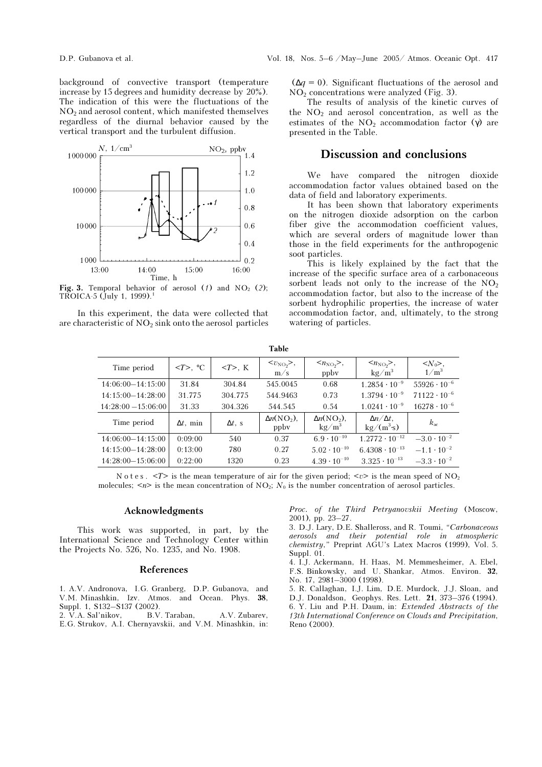background of convective transport (temperature increase by 15 degrees and humidity decrease by 20%). The indication of this were the fluctuations of the $NO_2$ and aerosol content, which manifested themselves regardless of the diurnal behavior caused by the vertical transport and the turbulent diffusion.

N, 1/cm³

NO₂, ppbv

1 000 000

100 000

10 000

1 000

1.4

1.2

1.0

0.8

0.6

0.4

0.2

13:00

14:00

15:00

16:00

Time, h

1

2

**Fig. 3.** Temporal behavior of aerosol (*1*) and $NO_2$ (*2*); TROICA-5 (July 1, 1999).[1]

In this experiment, the data were collected that are characteristic of $NO_2$ sink onto the aerosol particles ($\Delta q = 0$). Significant fluctuations of the aerosol and $NO_2$ concentrations were analyzed (Fig. 3).

The results of analysis of the kinetic curves of the $NO_2$ and aerosol concentration, as well as the estimates of the $NO_2$ accommodation factor ($\gamma$) are presented in the Table.

## Discussion and conclusions

We have compared the nitrogen dioxide accommodation factor values obtained based on the data of field and laboratory experiments.

It has been shown that laboratory experiments on the nitrogen dioxide adsorption on the carbon fiber give the accommodation coefficient values, which are several orders of magnitude lower than those in the field experiments for the anthropogenic soot particles.

This is likely explained by the fact that the increase of the specific surface area of a carbonaceous sorbent leads not only to the increase of the $NO_2$ accommodation factor, but also to the increase of the sorbent hydrophilic properties, the increase of water accommodation factor, and, ultimately, to the strong watering of particles.

**Table**

| Time period | $<T>$, °C | $<T>$, K | $<v_{NO_2}>$, m/s | $<n_{NO_2}>$, ppbv | $<n_{NO_2}>$, kg/m³ | $<N_0>$, 1/m³ |
|---|---|---|---|---|---|---|
| 14:06:00–14:15:00 | 31.84 | 304.84 | 545.0045 | 0.68 | $1.2854 \cdot 10^{-9}$ | $55926 \cdot 10^{-6}$ |
| 14:15:00–14:28:00 | 31.775 | 304.775 | 544.9463 | 0.73 | $1.3794 \cdot 10^{-9}$ | $71122 \cdot 10^{-6}$ |
| 14:28:00 –15:06:00 | 31.33 | 304.326 | 544.545 | 0.54 | $1.0241 \cdot 10^{-9}$ | $16278 \cdot 10^{-6}$ |
| Time period | $\Delta t$, min | $\Delta t$, s | $\Delta n(NO_2)$, ppbv | $\Delta n(NO_2)$, kg/m³ | $\Delta n/\Delta t$, kg/(m³·s) | $k_{ac}$ |
| 14:06:00–14:15:00 | 0:09:00 | 540 | 0.37 | $6.9 \cdot 10^{-10}$ | $1.2772 \cdot 10^{-12}$ | $-3.0 \cdot 10^{-2}$ |
| 14:15:00–14:28:00 | 0:13:00 | 780 | 0.27 | $5.02 \cdot 10^{-10}$ | $6.4308 \cdot 10^{-13}$ | $-1.1 \cdot 10^{-2}$ |
| 14:28:00–15:06:00 | 0:22:00 | 1320 | 0.23 | $4.39 \cdot 10^{-10}$ | $3.325 \cdot 10^{-13}$ | $-3.3 \cdot 10^{-2}$ |

Notes. $<T>$ is the mean temperature of air for the given period; $<v>$ is the mean speed of $NO_2$ molecules; $<n>$ is the mean concentration of $NO_2$; $N_0$ is the number concentration of aerosol particles.

### Acknowledgments

This work was supported, in part, by the International Science and Technology Center within the Projects No. 526, No. 1235, and No. 1908.

### References

1. A.V. Andronova, I.G. Granberg, D.P. Gubanova, and V.M. Minashkin, Izv. Atmos. and Ocean. Phys. **38**, Suppl. 1, S132–S137 (2002).
2. V.A. Sal'nikov, B.V. Taraban, A.V. Zubarev, E.G. Strukov, A.I. Chernyavskii, and V.M. Minashkin, in: *Proc. of the Third Petryanovskii Meeting* (Moscow, 2001), pp. 23–27.
3. D.J. Lary, D.E. Shalleross, and R. Toumi, "*Carbonaceous aerosols and their potential role in atmospheric chemistry*," Preprint AGU's Latex Macros (1999), Vol. 5. Suppl. 01.
4. I.J. Ackermann, H. Haas, M. Memmesheimer, A. Ebel, F.S. Binkowsky, and U. Shankar, Atmos. Environ. **32**, No. 17, 2981–3000 (1998).
5. R. Callaghan, I.J. Lim, D.E. Murdock, J.J. Sloan, and D.J. Donaldson, Geophys. Res. Lett. **21**, 373–376 (1994).
6. Y. Liu and P.H. Daum, in: *Extended Abstracts of the 13th International Conference on Clouds and Precipitation*, Reno (2000).